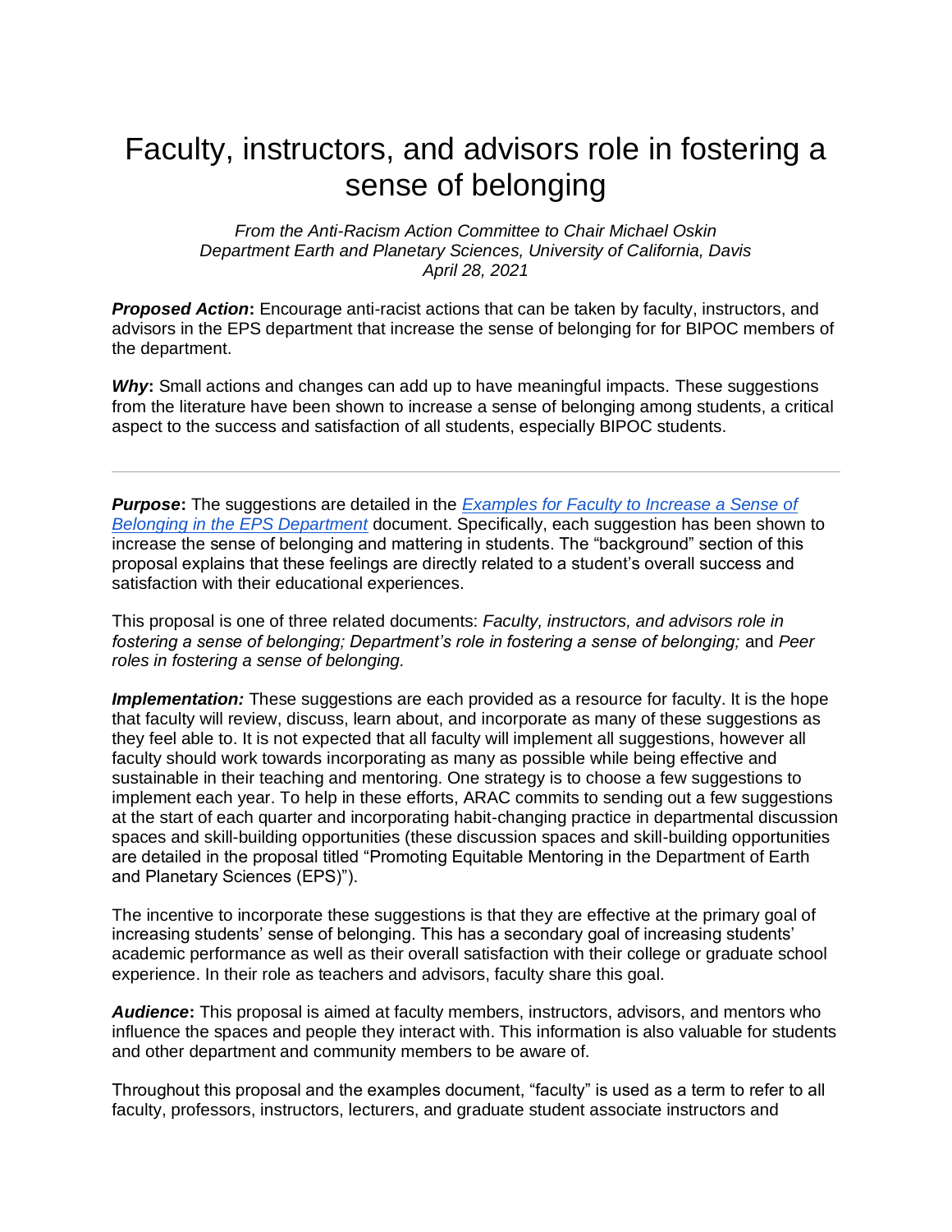# Faculty, instructors, and advisors role in fostering a sense of belonging

*From the Anti-Racism Action Committee to Chair Michael Oskin*
*Department Earth and Planetary Sciences, University of California, Davis*
*April 28, 2021*

***Proposed Action*:** Encourage anti-racist actions that can be taken by faculty, instructors, and advisors in the EPS department that increase the sense of belonging for for BIPOC members of the department.

***Why*:** Small actions and changes can add up to have meaningful impacts. These suggestions from the literature have been shown to increase a sense of belonging among students, a critical aspect to the success and satisfaction of all students, especially BIPOC students.

---

***Purpose*:** The suggestions are detailed in the *Examples for Faculty to Increase a Sense of Belonging in the EPS Department* document. Specifically, each suggestion has been shown to increase the sense of belonging and mattering in students. The "background" section of this proposal explains that these feelings are directly related to a student's overall success and satisfaction with their educational experiences.

This proposal is one of three related documents: *Faculty, instructors, and advisors role in fostering a sense of belonging; Department's role in fostering a sense of belonging;* and *Peer roles in fostering a sense of belonging.*

***Implementation:*** These suggestions are each provided as a resource for faculty. It is the hope that faculty will review, discuss, learn about, and incorporate as many of these suggestions as they feel able to. It is not expected that all faculty will implement all suggestions, however all faculty should work towards incorporating as many as possible while being effective and sustainable in their teaching and mentoring. One strategy is to choose a few suggestions to implement each year. To help in these efforts, ARAC commits to sending out a few suggestions at the start of each quarter and incorporating habit-changing practice in departmental discussion spaces and skill-building opportunities (these discussion spaces and skill-building opportunities are detailed in the proposal titled "Promoting Equitable Mentoring in the Department of Earth and Planetary Sciences (EPS)").

The incentive to incorporate these suggestions is that they are effective at the primary goal of increasing students' sense of belonging. This has a secondary goal of increasing students' academic performance as well as their overall satisfaction with their college or graduate school experience. In their role as teachers and advisors, faculty share this goal.

***Audience*:** This proposal is aimed at faculty members, instructors, advisors, and mentors who influence the spaces and people they interact with. This information is also valuable for students and other department and community members to be aware of.

Throughout this proposal and the examples document, "faculty" is used as a term to refer to all faculty, professors, instructors, lecturers, and graduate student associate instructors and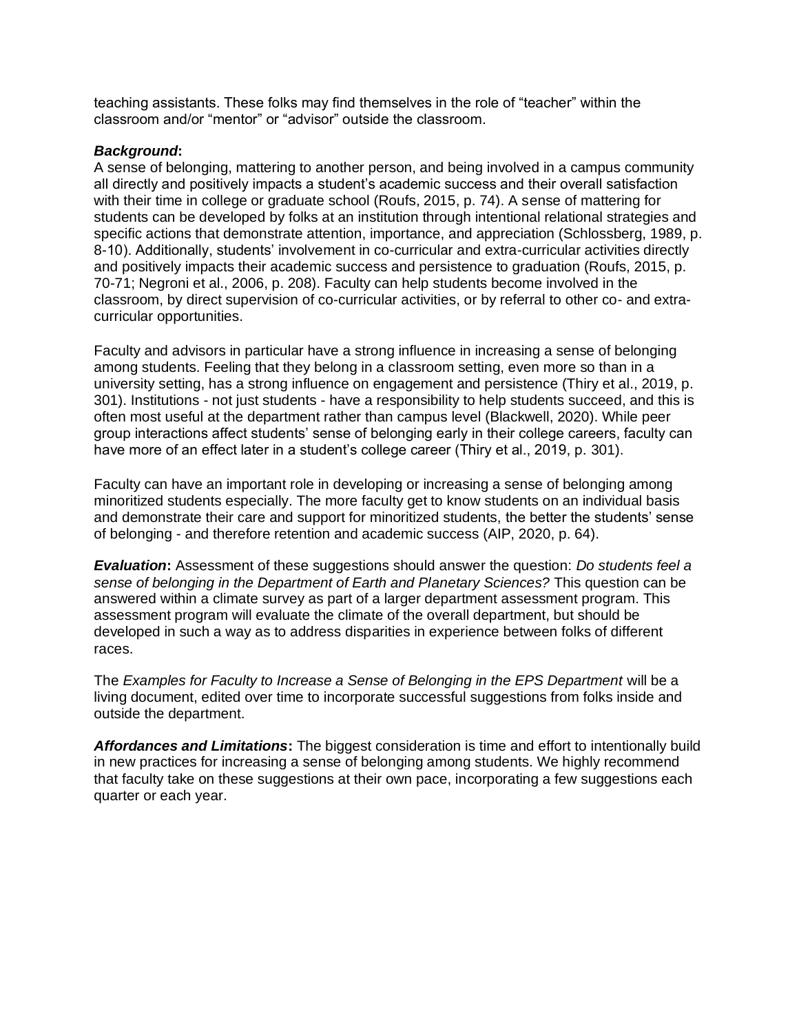teaching assistants. These folks may find themselves in the role of "teacher" within the classroom and/or "mentor" or "advisor" outside the classroom.

***Background*:**
A sense of belonging, mattering to another person, and being involved in a campus community all directly and positively impacts a student's academic success and their overall satisfaction with their time in college or graduate school (Roufs, 2015, p. 74). A sense of mattering for students can be developed by folks at an institution through intentional relational strategies and specific actions that demonstrate attention, importance, and appreciation (Schlossberg, 1989, p. 8-10). Additionally, students' involvement in co-curricular and extra-curricular activities directly and positively impacts their academic success and persistence to graduation (Roufs, 2015, p. 70-71; Negroni et al., 2006, p. 208). Faculty can help students become involved in the classroom, by direct supervision of co-curricular activities, or by referral to other co- and extra-curricular opportunities.

Faculty and advisors in particular have a strong influence in increasing a sense of belonging among students. Feeling that they belong in a classroom setting, even more so than in a university setting, has a strong influence on engagement and persistence (Thiry et al., 2019, p. 301). Institutions - not just students - have a responsibility to help students succeed, and this is often most useful at the department rather than campus level (Blackwell, 2020). While peer group interactions affect students' sense of belonging early in their college careers, faculty can have more of an effect later in a student's college career (Thiry et al., 2019, p. 301).

Faculty can have an important role in developing or increasing a sense of belonging among minoritized students especially. The more faculty get to know students on an individual basis and demonstrate their care and support for minoritized students, the better the students' sense of belonging - and therefore retention and academic success (AIP, 2020, p. 64).

***Evaluation*:** Assessment of these suggestions should answer the question: *Do students feel a sense of belonging in the Department of Earth and Planetary Sciences?* This question can be answered within a climate survey as part of a larger department assessment program. This assessment program will evaluate the climate of the overall department, but should be developed in such a way as to address disparities in experience between folks of different races.

The *Examples for Faculty to Increase a Sense of Belonging in the EPS Department* will be a living document, edited over time to incorporate successful suggestions from folks inside and outside the department.

***Affordances and Limitations*:** The biggest consideration is time and effort to intentionally build in new practices for increasing a sense of belonging among students. We highly recommend that faculty take on these suggestions at their own pace, incorporating a few suggestions each quarter or each year.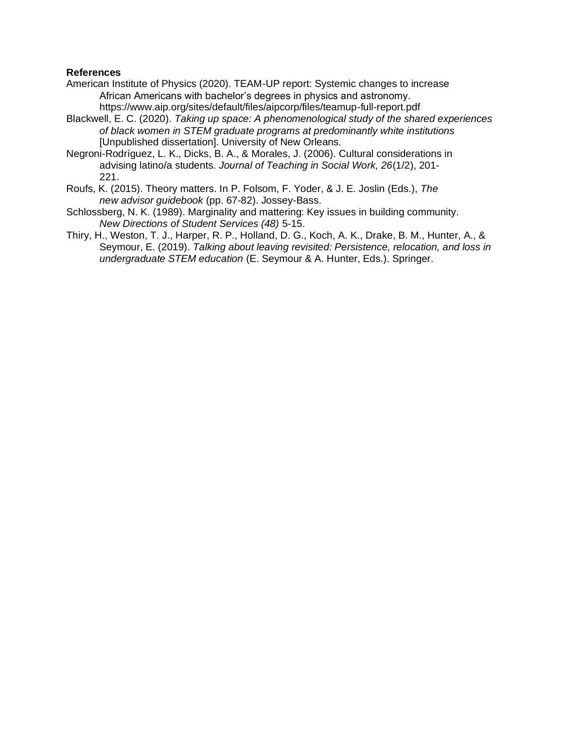**References**

American Institute of Physics (2020). TEAM-UP report: Systemic changes to increase African Americans with bachelor's degrees in physics and astronomy. https://www.aip.org/sites/default/files/aipcorp/files/teamup-full-report.pdf

Blackwell, E. C. (2020). *Taking up space: A phenomenological study of the shared experiences of black women in STEM graduate programs at predominantly white institutions* [Unpublished dissertation]. University of New Orleans.

Negroni-Rodríguez, L. K., Dicks, B. A., & Morales, J. (2006). Cultural considerations in advising latino/a students. *Journal of Teaching in Social Work, 26*(1/2), 201-221.

Roufs, K. (2015). Theory matters. In P. Folsom, F. Yoder, & J. E. Joslin (Eds.), *The new advisor guidebook* (pp. 67-82). Jossey-Bass.

Schlossberg, N. K. (1989). Marginality and mattering: Key issues in building community. *New Directions of Student Services (48)* 5-15.

Thiry, H., Weston, T. J., Harper, R. P., Holland, D. G., Koch, A. K., Drake, B. M., Hunter, A., & Seymour, E. (2019). *Talking about leaving revisited: Persistence, relocation, and loss in undergraduate STEM education* (E. Seymour & A. Hunter, Eds.). Springer.